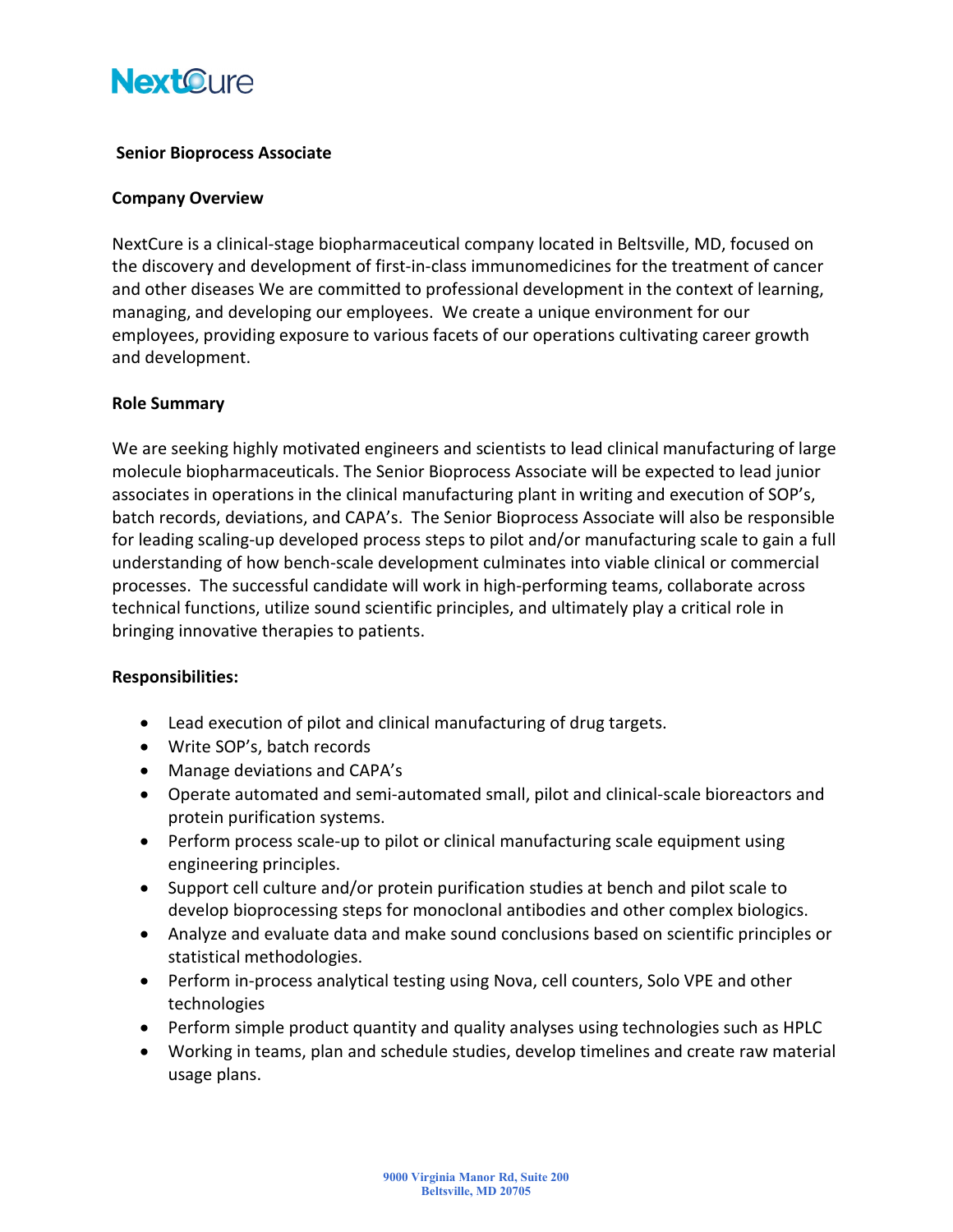NextCure

# Senior Bioprocess Associate

## Company Overview

NextCure is a clinical-stage biopharmaceutical company located in Beltsville, MD, focused on the discovery and development of first-in-class immunomedicines for the treatment of cancer and other diseases We are committed to professional development in the context of learning, managing, and developing our employees. We create a unique environment for our employees, providing exposure to various facets of our operations cultivating career growth and development.

## Role Summary

We are seeking highly motivated engineers and scientists to lead clinical manufacturing of large molecule biopharmaceuticals. The Senior Bioprocess Associate will be expected to lead junior associates in operations in the clinical manufacturing plant in writing and execution of SOP's, batch records, deviations, and CAPA's. The Senior Bioprocess Associate will also be responsible for leading scaling-up developed process steps to pilot and/or manufacturing scale to gain a full understanding of how bench-scale development culminates into viable clinical or commercial processes. The successful candidate will work in high-performing teams, collaborate across technical functions, utilize sound scientific principles, and ultimately play a critical role in bringing innovative therapies to patients.

## Responsibilities:

- Lead execution of pilot and clinical manufacturing of drug targets.
- Write SOP's, batch records
- Manage deviations and CAPA's
- Operate automated and semi-automated small, pilot and clinical-scale bioreactors and protein purification systems.
- Perform process scale-up to pilot or clinical manufacturing scale equipment using engineering principles.
- Support cell culture and/or protein purification studies at bench and pilot scale to develop bioprocessing steps for monoclonal antibodies and other complex biologics.
- Analyze and evaluate data and make sound conclusions based on scientific principles or statistical methodologies.
- Perform in-process analytical testing using Nova, cell counters, Solo VPE and other technologies
- Perform simple product quantity and quality analyses using technologies such as HPLC
- Working in teams, plan and schedule studies, develop timelines and create raw material usage plans.

9000 Virginia Manor Rd, Suite 200
Beltsville, MD 20705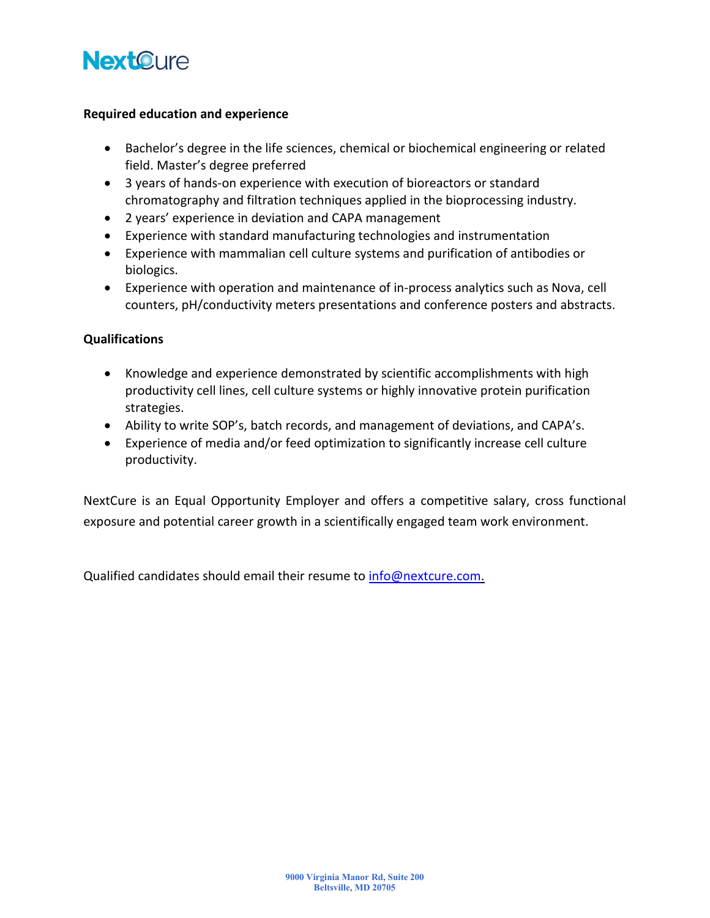**Required education and experience**

- Bachelor's degree in the life sciences, chemical or biochemical engineering or related field. Master's degree preferred
- 3 years of hands-on experience with execution of bioreactors or standard chromatography and filtration techniques applied in the bioprocessing industry.
- 2 years' experience in deviation and CAPA management
- Experience with standard manufacturing technologies and instrumentation
- Experience with mammalian cell culture systems and purification of antibodies or biologics.
- Experience with operation and maintenance of in-process analytics such as Nova, cell counters, pH/conductivity meters presentations and conference posters and abstracts.

**Qualifications**

- Knowledge and experience demonstrated by scientific accomplishments with high productivity cell lines, cell culture systems or highly innovative protein purification strategies.
- Ability to write SOP's, batch records, and management of deviations, and CAPA's.
- Experience of media and/or feed optimization to significantly increase cell culture productivity.

NextCure is an Equal Opportunity Employer and offers a competitive salary, cross functional exposure and potential career growth in a scientifically engaged team work environment.

Qualified candidates should email their resume to info@nextcure.com.